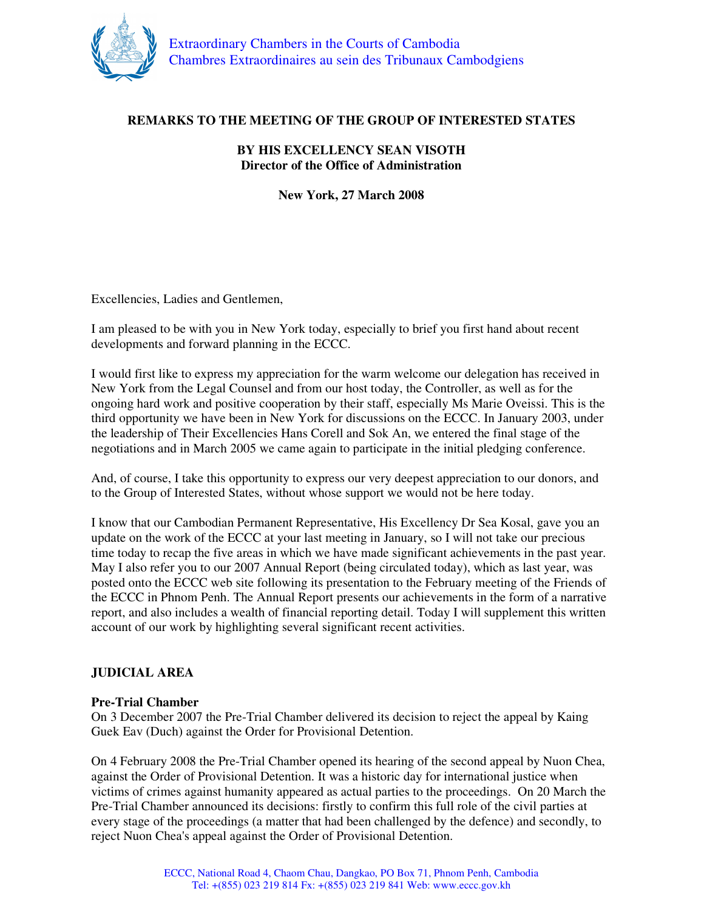Extraordinary Chambers in the Courts of Cambodia
Chambres Extraordinaires au sein des Tribunaux Cambodgiens

**REMARKS TO THE MEETING OF THE GROUP OF INTERESTED STATES**

**BY HIS EXCELLENCY SEAN VISOTH**
**Director of the Office of Administration**

**New York, 27 March 2008**

Excellencies, Ladies and Gentlemen,

I am pleased to be with you in New York today, especially to brief you first hand about recent developments and forward planning in the ECCC.

I would first like to express my appreciation for the warm welcome our delegation has received in New York from the Legal Counsel and from our host today, the Controller, as well as for the ongoing hard work and positive cooperation by their staff, especially Ms Marie Oveissi. This is the third opportunity we have been in New York for discussions on the ECCC. In January 2003, under the leadership of Their Excellencies Hans Corell and Sok An, we entered the final stage of the negotiations and in March 2005 we came again to participate in the initial pledging conference.

And, of course, I take this opportunity to express our very deepest appreciation to our donors, and to the Group of Interested States, without whose support we would not be here today.

I know that our Cambodian Permanent Representative, His Excellency Dr Sea Kosal, gave you an update on the work of the ECCC at your last meeting in January, so I will not take our precious time today to recap the five areas in which we have made significant achievements in the past year. May I also refer you to our 2007 Annual Report (being circulated today), which as last year, was posted onto the ECCC web site following its presentation to the February meeting of the Friends of the ECCC in Phnom Penh. The Annual Report presents our achievements in the form of a narrative report, and also includes a wealth of financial reporting detail. Today I will supplement this written account of our work by highlighting several significant recent activities.

## JUDICIAL AREA

### Pre-Trial Chamber

On 3 December 2007 the Pre-Trial Chamber delivered its decision to reject the appeal by Kaing Guek Eav (Duch) against the Order for Provisional Detention.

On 4 February 2008 the Pre-Trial Chamber opened its hearing of the second appeal by Nuon Chea, against the Order of Provisional Detention. It was a historic day for international justice when victims of crimes against humanity appeared as actual parties to the proceedings. On 20 March the Pre-Trial Chamber announced its decisions: firstly to confirm this full role of the civil parties at every stage of the proceedings (a matter that had been challenged by the defence) and secondly, to reject Nuon Chea's appeal against the Order of Provisional Detention.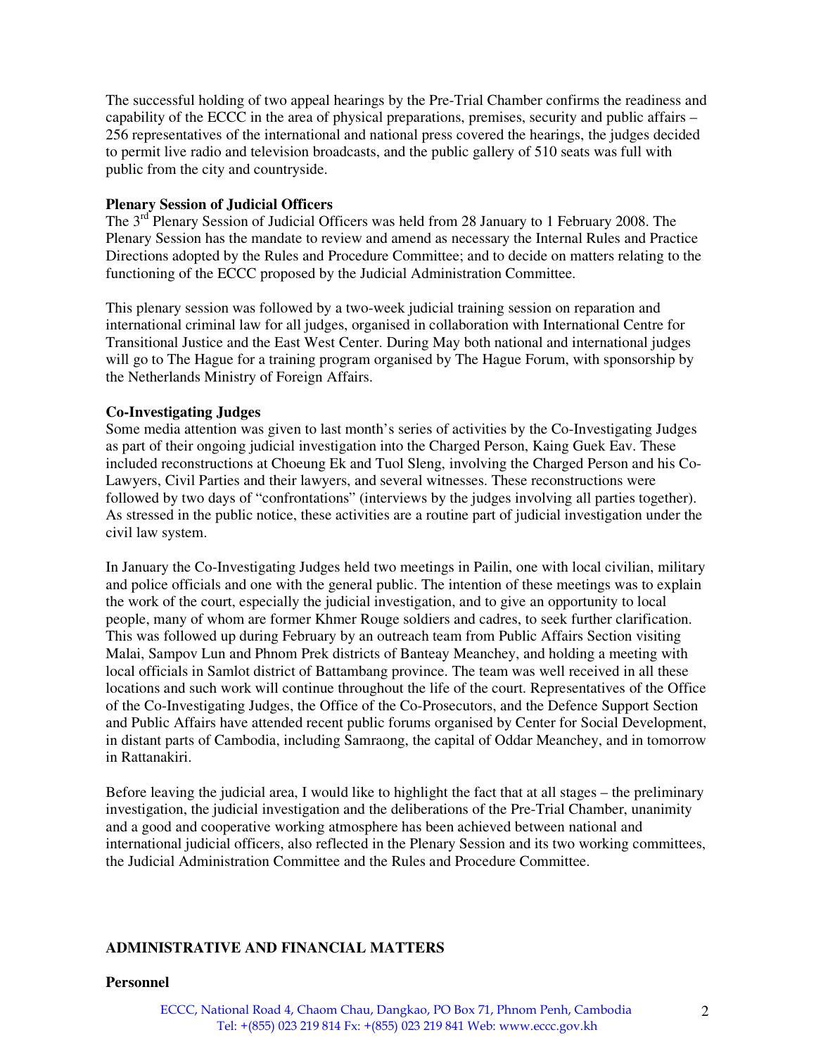The successful holding of two appeal hearings by the Pre-Trial Chamber confirms the readiness and capability of the ECCC in the area of physical preparations, premises, security and public affairs – 256 representatives of the international and national press covered the hearings, the judges decided to permit live radio and television broadcasts, and the public gallery of 510 seats was full with public from the city and countryside.

**Plenary Session of Judicial Officers**

The 3rd Plenary Session of Judicial Officers was held from 28 January to 1 February 2008. The Plenary Session has the mandate to review and amend as necessary the Internal Rules and Practice Directions adopted by the Rules and Procedure Committee; and to decide on matters relating to the functioning of the ECCC proposed by the Judicial Administration Committee.

This plenary session was followed by a two-week judicial training session on reparation and international criminal law for all judges, organised in collaboration with International Centre for Transitional Justice and the East West Center. During May both national and international judges will go to The Hague for a training program organised by The Hague Forum, with sponsorship by the Netherlands Ministry of Foreign Affairs.

**Co-Investigating Judges**

Some media attention was given to last month's series of activities by the Co-Investigating Judges as part of their ongoing judicial investigation into the Charged Person, Kaing Guek Eav. These included reconstructions at Choeung Ek and Tuol Sleng, involving the Charged Person and his Co-Lawyers, Civil Parties and their lawyers, and several witnesses. These reconstructions were followed by two days of "confrontations" (interviews by the judges involving all parties together). As stressed in the public notice, these activities are a routine part of judicial investigation under the civil law system.

In January the Co-Investigating Judges held two meetings in Pailin, one with local civilian, military and police officials and one with the general public. The intention of these meetings was to explain the work of the court, especially the judicial investigation, and to give an opportunity to local people, many of whom are former Khmer Rouge soldiers and cadres, to seek further clarification. This was followed up during February by an outreach team from Public Affairs Section visiting Malai, Sampov Lun and Phnom Prek districts of Banteay Meanchey, and holding a meeting with local officials in Samlot district of Battambang province. The team was well received in all these locations and such work will continue throughout the life of the court. Representatives of the Office of the Co-Investigating Judges, the Office of the Co-Prosecutors, and the Defence Support Section and Public Affairs have attended recent public forums organised by Center for Social Development, in distant parts of Cambodia, including Samraong, the capital of Oddar Meanchey, and in tomorrow in Rattanakiri.

Before leaving the judicial area, I would like to highlight the fact that at all stages – the preliminary investigation, the judicial investigation and the deliberations of the Pre-Trial Chamber, unanimity and a good and cooperative working atmosphere has been achieved between national and international judicial officers, also reflected in the Plenary Session and its two working committees, the Judicial Administration Committee and the Rules and Procedure Committee.

## ADMINISTRATIVE AND FINANCIAL MATTERS

**Personnel**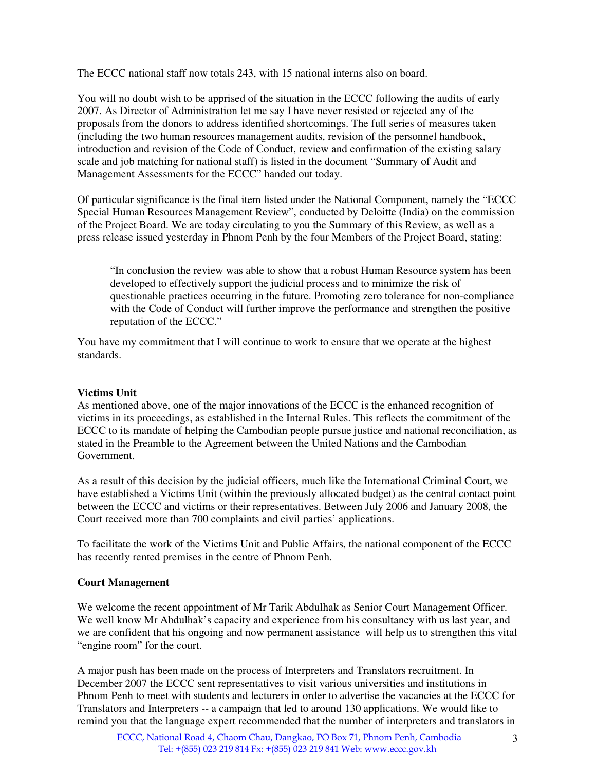The ECCC national staff now totals 243, with 15 national interns also on board.

You will no doubt wish to be apprised of the situation in the ECCC following the audits of early 2007. As Director of Administration let me say I have never resisted or rejected any of the proposals from the donors to address identified shortcomings. The full series of measures taken (including the two human resources management audits, revision of the personnel handbook, introduction and revision of the Code of Conduct, review and confirmation of the existing salary scale and job matching for national staff) is listed in the document "Summary of Audit and Management Assessments for the ECCC" handed out today.

Of particular significance is the final item listed under the National Component, namely the "ECCC Special Human Resources Management Review", conducted by Deloitte (India) on the commission of the Project Board. We are today circulating to you the Summary of this Review, as well as a press release issued yesterday in Phnom Penh by the four Members of the Project Board, stating:

> "In conclusion the review was able to show that a robust Human Resource system has been developed to effectively support the judicial process and to minimize the risk of questionable practices occurring in the future. Promoting zero tolerance for non-compliance with the Code of Conduct will further improve the performance and strengthen the positive reputation of the ECCC."

You have my commitment that I will continue to work to ensure that we operate at the highest standards.

**Victims Unit**

As mentioned above, one of the major innovations of the ECCC is the enhanced recognition of victims in its proceedings, as established in the Internal Rules. This reflects the commitment of the ECCC to its mandate of helping the Cambodian people pursue justice and national reconciliation, as stated in the Preamble to the Agreement between the United Nations and the Cambodian Government.

As a result of this decision by the judicial officers, much like the International Criminal Court, we have established a Victims Unit (within the previously allocated budget) as the central contact point between the ECCC and victims or their representatives. Between July 2006 and January 2008, the Court received more than 700 complaints and civil parties' applications.

To facilitate the work of the Victims Unit and Public Affairs, the national component of the ECCC has recently rented premises in the centre of Phnom Penh.

**Court Management**

We welcome the recent appointment of Mr Tarik Abdulhak as Senior Court Management Officer. We well know Mr Abdulhak's capacity and experience from his consultancy with us last year, and we are confident that his ongoing and now permanent assistance will help us to strengthen this vital "engine room" for the court.

A major push has been made on the process of Interpreters and Translators recruitment. In December 2007 the ECCC sent representatives to visit various universities and institutions in Phnom Penh to meet with students and lecturers in order to advertise the vacancies at the ECCC for Translators and Interpreters -- a campaign that led to around 130 applications. We would like to remind you that the language expert recommended that the number of interpreters and translators in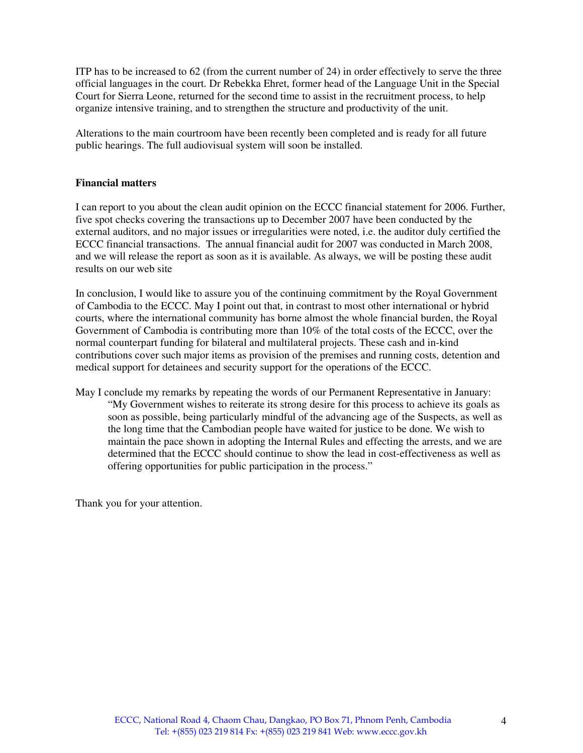ITP has to be increased to 62 (from the current number of 24) in order effectively to serve the three official languages in the court. Dr Rebekka Ehret, former head of the Language Unit in the Special Court for Sierra Leone, returned for the second time to assist in the recruitment process, to help organize intensive training, and to strengthen the structure and productivity of the unit.

Alterations to the main courtroom have been recently been completed and is ready for all future public hearings. The full audiovisual system will soon be installed.

**Financial matters**

I can report to you about the clean audit opinion on the ECCC financial statement for 2006. Further, five spot checks covering the transactions up to December 2007 have been conducted by the external auditors, and no major issues or irregularities were noted, i.e. the auditor duly certified the ECCC financial transactions. The annual financial audit for 2007 was conducted in March 2008, and we will release the report as soon as it is available. As always, we will be posting these audit results on our web site

In conclusion, I would like to assure you of the continuing commitment by the Royal Government of Cambodia to the ECCC. May I point out that, in contrast to most other international or hybrid courts, where the international community has borne almost the whole financial burden, the Royal Government of Cambodia is contributing more than 10% of the total costs of the ECCC, over the normal counterpart funding for bilateral and multilateral projects. These cash and in-kind contributions cover such major items as provision of the premises and running costs, detention and medical support for detainees and security support for the operations of the ECCC.

May I conclude my remarks by repeating the words of our Permanent Representative in January:

> "My Government wishes to reiterate its strong desire for this process to achieve its goals as soon as possible, being particularly mindful of the advancing age of the Suspects, as well as the long time that the Cambodian people have waited for justice to be done. We wish to maintain the pace shown in adopting the Internal Rules and effecting the arrests, and we are determined that the ECCC should continue to show the lead in cost-effectiveness as well as offering opportunities for public participation in the process."

Thank you for your attention.